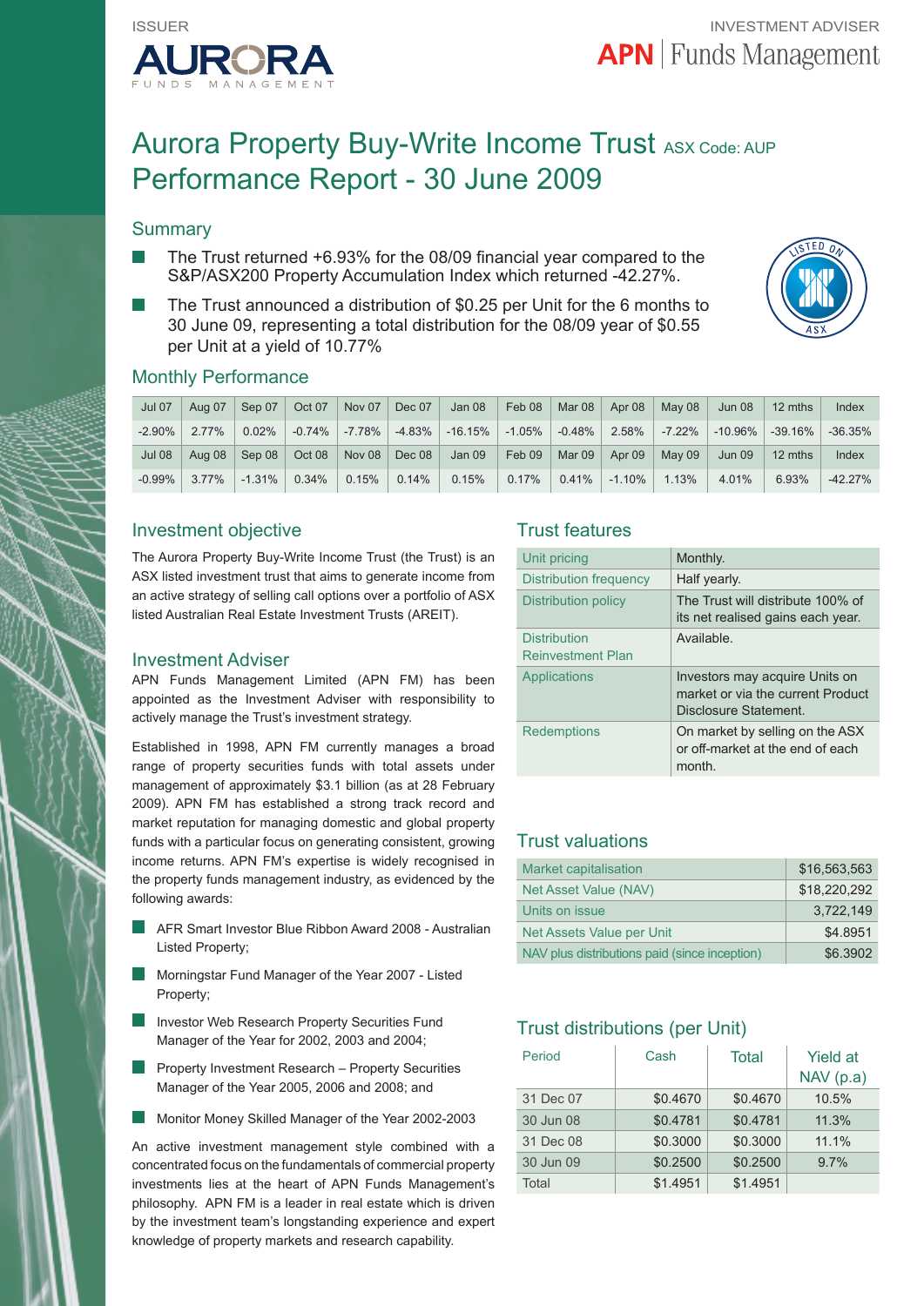ISSUER

AURORA FUNDS MANAGEMENT

INVESTMENT ADVISER

APN | Funds Management

# Aurora Property Buy-Write Income Trust ASX Code: AUP
# Performance Report - 30 June 2009

## Summary

- The Trust returned +6.93% for the 08/09 financial year compared to the S&P/ASX200 Property Accumulation Index which returned -42.27%.
- The Trust announced a distribution of $0.25 per Unit for the 6 months to 30 June 09, representing a total distribution for the 08/09 year of $0.55 per Unit at a yield of 10.77%

LISTED ON ASX

## Monthly Performance

| Jul 07 | Aug 07 | Sep 07 | Oct 07 | Nov 07 | Dec 07 | Jan 08 | Feb 08 | Mar 08 | Apr 08 | May 08 | Jun 08 | 12 mths | Index |
|---|---|---|---|---|---|---|---|---|---|---|---|---|---|
| -2.90% | 2.77% | 0.02% | -0.74% | -7.78% | -4.83% | -16.15% | -1.05% | -0.48% | 2.58% | -7.22% | -10.96% | -39.16% | -36.35% |
| **Jul 08** | **Aug 08** | **Sep 08** | **Oct 08** | **Nov 08** | **Dec 08** | **Jan 09** | **Feb 09** | **Mar 09** | **Apr 09** | **May 09** | **Jun 09** | **12 mths** | **Index** |
| -0.99% | 3.77% | -1.31% | 0.34% | 0.15% | 0.14% | 0.15% | 0.17% | 0.41% | -1.10% | 1.13% | 4.01% | 6.93% | -42.27% |

## Investment objective

The Aurora Property Buy-Write Income Trust (the Trust) is an ASX listed investment trust that aims to generate income from an active strategy of selling call options over a portfolio of ASX listed Australian Real Estate Investment Trusts (AREIT).

## Investment Adviser

APN Funds Management Limited (APN FM) has been appointed as the Investment Adviser with responsibility to actively manage the Trust's investment strategy.

Established in 1998, APN FM currently manages a broad range of property securities funds with total assets under management of approximately $3.1 billion (as at 28 February 2009). APN FM has established a strong track record and market reputation for managing domestic and global property funds with a particular focus on generating consistent, growing income returns. APN FM's expertise is widely recognised in the property funds management industry, as evidenced by the following awards:

- AFR Smart Investor Blue Ribbon Award 2008 - Australian Listed Property;
- Morningstar Fund Manager of the Year 2007 - Listed Property;
- Investor Web Research Property Securities Fund Manager of the Year for 2002, 2003 and 2004;
- Property Investment Research – Property Securities Manager of the Year 2005, 2006 and 2008; and
- Monitor Money Skilled Manager of the Year 2002-2003

An active investment management style combined with a concentrated focus on the fundamentals of commercial property investments lies at the heart of APN Funds Management's philosophy. APN FM is a leader in real estate which is driven by the investment team's longstanding experience and expert knowledge of property markets and research capability.

## Trust features

| | |
|---|---|
| Unit pricing | Monthly. |
| Distribution frequency | Half yearly. |
| Distribution policy | The Trust will distribute 100% of its net realised gains each year. |
| Distribution Reinvestment Plan | Available. |
| Applications | Investors may acquire Units on market or via the current Product Disclosure Statement. |
| Redemptions | On market by selling on the ASX or off-market at the end of each month. |

## Trust valuations

| | |
|---|---|
| Market capitalisation | $16,563,563 |
| Net Asset Value (NAV) | $18,220,292 |
| Units on issue | 3,722,149 |
| Net Assets Value per Unit | $4.8951 |
| NAV plus distributions paid (since inception) | $6.3902 |

## Trust distributions (per Unit)

| Period | Cash | Total | Yield at NAV (p.a) |
|---|---|---|---|
| 31 Dec 07 | $0.4670 | $0.4670 | 10.5% |
| 30 Jun 08 | $0.4781 | $0.4781 | 11.3% |
| 31 Dec 08 | $0.3000 | $0.3000 | 11.1% |
| 30 Jun 09 | $0.2500 | $0.2500 | 9.7% |
| Total | $1.4951 | $1.4951 | |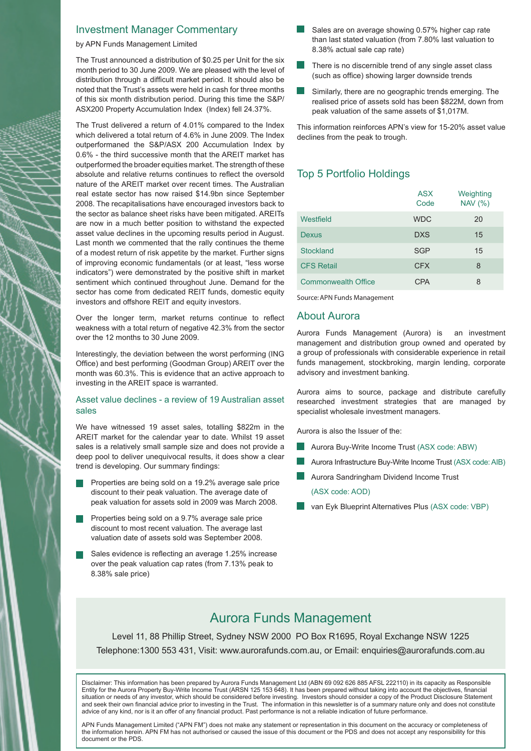## Investment Manager Commentary

by APN Funds Management Limited

The Trust announced a distribution of $0.25 per Unit for the six month period to 30 June 2009. We are pleased with the level of distribution through a difficult market period. It should also be noted that the Trust's assets were held in cash for three months of this six month distribution period. During this time the S&P/ASX200 Property Accumulation Index (Index) fell 24.37%.

The Trust delivered a return of 4.01% compared to the Index which delivered a total return of 4.6% in June 2009. The Index outperformanced the S&P/ASX 200 Accumulation Index by 0.6% - the third successive month that the AREIT market has outperformed the broader equities market. The strength of these absolute and relative returns continues to reflect the oversold nature of the AREIT market over recent times. The Australian real estate sector has now raised $14.9bn since September 2008. The recapitalisations have encouraged investors back to the sector as balance sheet risks have been mitigated. AREITs are now in a much better position to withstand the expected asset value declines in the upcoming results period in August. Last month we commented that the rally continues the theme of a modest return of risk appetite by the market. Further signs of improving economic fundamentals (or at least, "less worse indicators") were demonstrated by the positive shift in market sentiment which continued throughout June. Demand for the sector has come from dedicated REIT funds, domestic equity investors and offshore REIT and equity investors.

Over the longer term, market returns continue to reflect weakness with a total return of negative 42.3% from the sector over the 12 months to 30 June 2009.

Interestingly, the deviation between the worst performing (ING Office) and best performing (Goodman Group) AREIT over the month was 60.3%. This is evidence that an active approach to investing in the AREIT space is warranted.

### Asset value declines - a review of 19 Australian asset sales

We have witnessed 19 asset sales, totalling $822m in the AREIT market for the calendar year to date. Whilst 19 asset sales is a relatively small sample size and does not provide a deep pool to deliver unequivocal results, it does show a clear trend is developing. Our summary findings:

- Properties are being sold on a 19.2% average sale price discount to their peak valuation. The average date of peak valuation for assets sold in 2009 was March 2008.
- Properties being sold on a 9.7% average sale price discount to most recent valuation. The average last valuation date of assets sold was September 2008.
- Sales evidence is reflecting an average 1.25% increase over the peak valuation cap rates (from 7.13% peak to 8.38% sale price)
- Sales are on average showing 0.57% higher cap rate than last stated valuation (from 7.80% last valuation to 8.38% actual sale cap rate)
- There is no discernible trend of any single asset class (such as office) showing larger downside trends
- Similarly, there are no geographic trends emerging. The realised price of assets sold has been $822M, down from peak valuation of the same assets of $1,017M.

This information reinforces APN's view for 15-20% asset value declines from the peak to trough.

## Top 5 Portfolio Holdings

| | ASX Code | Weighting NAV (%) |
|---|---|---|
| Westfield | WDC | 20 |
| Dexus | DXS | 15 |
| Stockland | SGP | 15 |
| CFS Retail | CFX | 8 |
| Commonwealth Office | CPA | 8 |

Source: APN Funds Management

## About Aurora

Aurora Funds Management (Aurora) is an investment management and distribution group owned and operated by a group of professionals with considerable experience in retail funds management, stockbroking, margin lending, corporate advisory and investment banking.

Aurora aims to source, package and distribute carefully researched investment strategies that are managed by specialist wholesale investment managers.

Aurora is also the Issuer of the:

- Aurora Buy-Write Income Trust (ASX code: ABW)
- Aurora Infrastructure Buy-Write Income Trust (ASX code: AIB)
- Aurora Sandringham Dividend Income Trust (ASX code: AOD)
- van Eyk Blueprint Alternatives Plus (ASX code: VBP)

## Aurora Funds Management

Level 11, 88 Phillip Street, Sydney NSW 2000 PO Box R1695, Royal Exchange NSW 1225

Telephone:1300 553 431, Visit: www.aurorafunds.com.au, or Email: enquiries@aurorafunds.com.au

Disclaimer: This information has been prepared by Aurora Funds Management Ltd (ABN 69 092 626 885 AFSL 222110) in its capacity as Responsible Entity for the Aurora Property Buy-Write Income Trust (ARSN 125 153 648). It has been prepared without taking into account the objectives, financial situation or needs of any investor, which should be considered before investing. Investors should consider a copy of the Product Disclosure Statement and seek their own financial advice prior to investing in the Trust. The information in this newsletter is of a summary nature only and does not constitute advice of any kind, nor is it an offer of any financial product. Past performance is not a reliable indication of future performance.

APN Funds Management Limited ("APN FM") does not make any statement or representation in this document on the accuracy or completeness of the information herein. APN FM has not authorised or caused the issue of this document or the PDS and does not accept any responsibility for this document or the PDS.